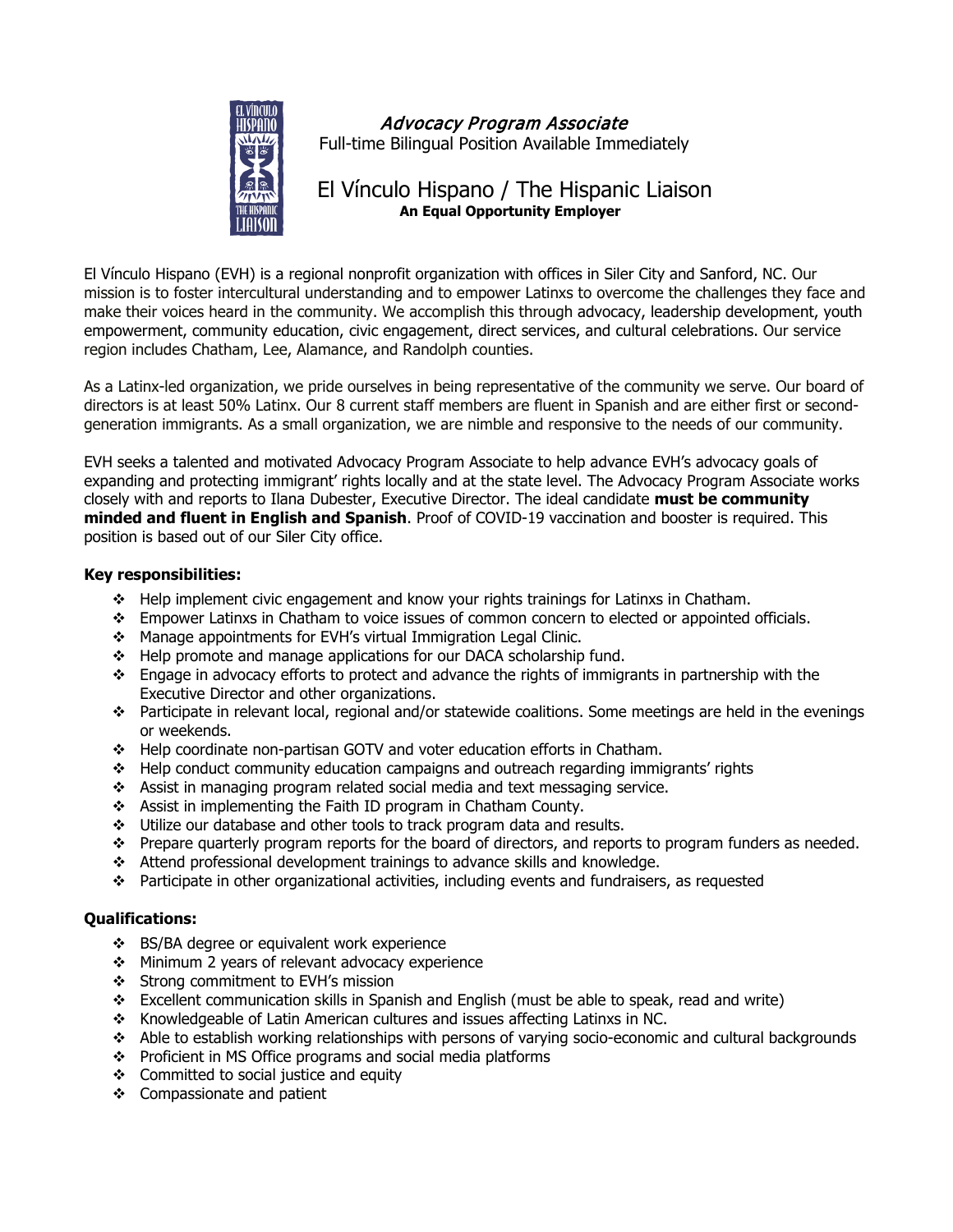# *Advocacy Program Associate*

Full-time Bilingual Position Available Immediately

## El Vínculo Hispano / The Hispanic Liaison

**An Equal Opportunity Employer**

El Vínculo Hispano (EVH) is a regional nonprofit organization with offices in Siler City and Sanford, NC. Our mission is to foster intercultural understanding and to empower Latinxs to overcome the challenges they face and make their voices heard in the community. We accomplish this through advocacy, leadership development, youth empowerment, community education, civic engagement, direct services, and cultural celebrations. Our service region includes Chatham, Lee, Alamance, and Randolph counties.

As a Latinx-led organization, we pride ourselves in being representative of the community we serve. Our board of directors is at least 50% Latinx. Our 8 current staff members are fluent in Spanish and are either first or second-generation immigrants. As a small organization, we are nimble and responsive to the needs of our community.

EVH seeks a talented and motivated Advocacy Program Associate to help advance EVH's advocacy goals of expanding and protecting immigrant' rights locally and at the state level. The Advocacy Program Associate works closely with and reports to Ilana Dubester, Executive Director. The ideal candidate **must be community minded and fluent in English and Spanish**. Proof of COVID-19 vaccination and booster is required. This position is based out of our Siler City office.

**Key responsibilities:**

- Help implement civic engagement and know your rights trainings for Latinxs in Chatham.
- Empower Latinxs in Chatham to voice issues of common concern to elected or appointed officials.
- Manage appointments for EVH's virtual Immigration Legal Clinic.
- Help promote and manage applications for our DACA scholarship fund.
- Engage in advocacy efforts to protect and advance the rights of immigrants in partnership with the Executive Director and other organizations.
- Participate in relevant local, regional and/or statewide coalitions. Some meetings are held in the evenings or weekends.
- Help coordinate non-partisan GOTV and voter education efforts in Chatham.
- Help conduct community education campaigns and outreach regarding immigrants' rights
- Assist in managing program related social media and text messaging service.
- Assist in implementing the Faith ID program in Chatham County.
- Utilize our database and other tools to track program data and results.
- Prepare quarterly program reports for the board of directors, and reports to program funders as needed.
- Attend professional development trainings to advance skills and knowledge.
- Participate in other organizational activities, including events and fundraisers, as requested

**Qualifications:**

- BS/BA degree or equivalent work experience
- Minimum 2 years of relevant advocacy experience
- Strong commitment to EVH's mission
- Excellent communication skills in Spanish and English (must be able to speak, read and write)
- Knowledgeable of Latin American cultures and issues affecting Latinxs in NC.
- Able to establish working relationships with persons of varying socio-economic and cultural backgrounds
- Proficient in MS Office programs and social media platforms
- Committed to social justice and equity
- Compassionate and patient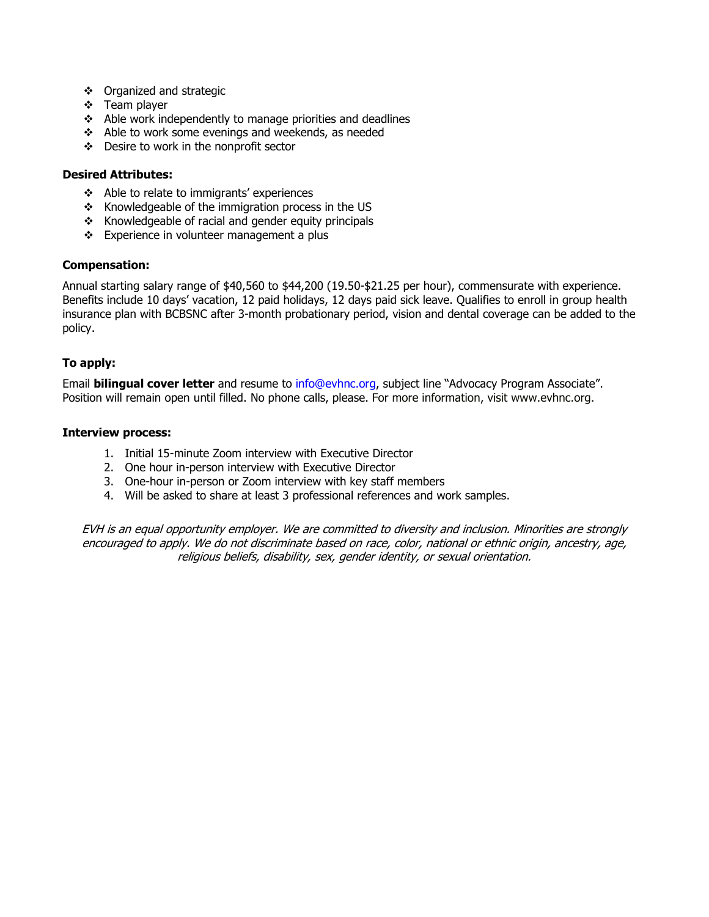- Organized and strategic
- Team player
- Able work independently to manage priorities and deadlines
- Able to work some evenings and weekends, as needed
- Desire to work in the nonprofit sector

**Desired Attributes:**

- Able to relate to immigrants' experiences
- Knowledgeable of the immigration process in the US
- Knowledgeable of racial and gender equity principals
- Experience in volunteer management a plus

**Compensation:**

Annual starting salary range of $40,560 to $44,200 (19.50-$21.25 per hour), commensurate with experience. Benefits include 10 days' vacation, 12 paid holidays, 12 days paid sick leave. Qualifies to enroll in group health insurance plan with BCBSNC after 3-month probationary period, vision and dental coverage can be added to the policy.

**To apply:**

Email **bilingual cover letter** and resume to info@evhnc.org, subject line "Advocacy Program Associate". Position will remain open until filled. No phone calls, please. For more information, visit www.evhnc.org.

**Interview process:**

1. Initial 15-minute Zoom interview with Executive Director
2. One hour in-person interview with Executive Director
3. One-hour in-person or Zoom interview with key staff members
4. Will be asked to share at least 3 professional references and work samples.

*EVH is an equal opportunity employer. We are committed to diversity and inclusion. Minorities are strongly encouraged to apply. We do not discriminate based on race, color, national or ethnic origin, ancestry, age, religious beliefs, disability, sex, gender identity, or sexual orientation.*